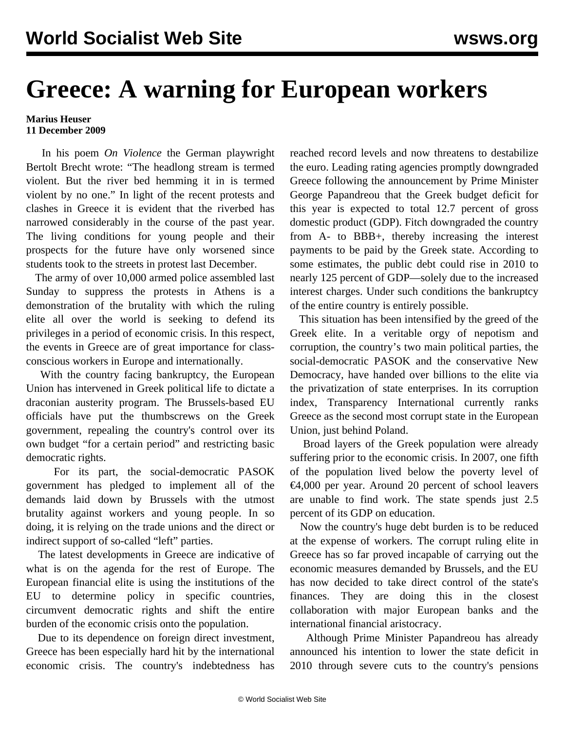# Greece: A warning for European workers

**Marius Heuser**
**11 December 2009**

In his poem *On Violence* the German playwright Bertolt Brecht wrote: "The headlong stream is termed violent. But the river bed hemming it in is termed violent by no one." In light of the recent protests and clashes in Greece it is evident that the riverbed has narrowed considerably in the course of the past year. The living conditions for young people and their prospects for the future have only worsened since students took to the streets in protest last December.

The army of over 10,000 armed police assembled last Sunday to suppress the protests in Athens is a demonstration of the brutality with which the ruling elite all over the world is seeking to defend its privileges in a period of economic crisis. In this respect, the events in Greece are of great importance for class-conscious workers in Europe and internationally.

With the country facing bankruptcy, the European Union has intervened in Greek political life to dictate a draconian austerity program. The Brussels-based EU officials have put the thumbscrews on the Greek government, repealing the country's control over its own budget "for a certain period" and restricting basic democratic rights.

For its part, the social-democratic PASOK government has pledged to implement all of the demands laid down by Brussels with the utmost brutality against workers and young people. In so doing, it is relying on the trade unions and the direct or indirect support of so-called "left" parties.

The latest developments in Greece are indicative of what is on the agenda for the rest of Europe. The European financial elite is using the institutions of the EU to determine policy in specific countries, circumvent democratic rights and shift the entire burden of the economic crisis onto the population.

Due to its dependence on foreign direct investment, Greece has been especially hard hit by the international economic crisis. The country's indebtedness has reached record levels and now threatens to destabilize the euro. Leading rating agencies promptly downgraded Greece following the announcement by Prime Minister George Papandreou that the Greek budget deficit for this year is expected to total 12.7 percent of gross domestic product (GDP). Fitch downgraded the country from A- to BBB+, thereby increasing the interest payments to be paid by the Greek state. According to some estimates, the public debt could rise in 2010 to nearly 125 percent of GDP—solely due to the increased interest charges. Under such conditions the bankruptcy of the entire country is entirely possible.

This situation has been intensified by the greed of the Greek elite. In a veritable orgy of nepotism and corruption, the country's two main political parties, the social-democratic PASOK and the conservative New Democracy, have handed over billions to the elite via the privatization of state enterprises. In its corruption index, Transparency International currently ranks Greece as the second most corrupt state in the European Union, just behind Poland.

Broad layers of the Greek population were already suffering prior to the economic crisis. In 2007, one fifth of the population lived below the poverty level of €4,000 per year. Around 20 percent of school leavers are unable to find work. The state spends just 2.5 percent of its GDP on education.

Now the country's huge debt burden is to be reduced at the expense of workers. The corrupt ruling elite in Greece has so far proved incapable of carrying out the economic measures demanded by Brussels, and the EU has now decided to take direct control of the state's finances. They are doing this in the closest collaboration with major European banks and the international financial aristocracy.

Although Prime Minister Papandreou has already announced his intention to lower the state deficit in 2010 through severe cuts to the country's pensions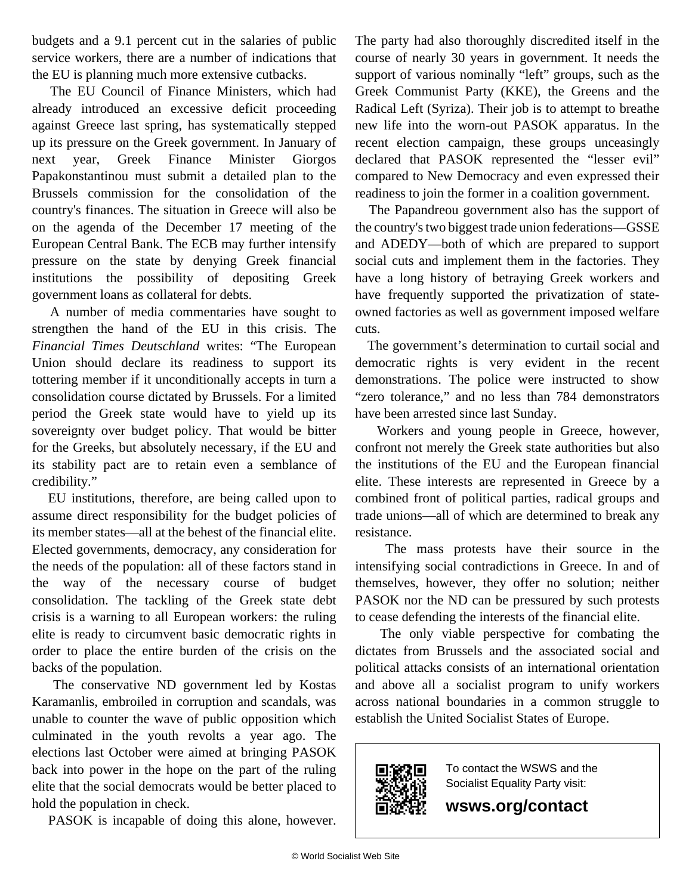budgets and a 9.1 percent cut in the salaries of public service workers, there are a number of indications that the EU is planning much more extensive cutbacks.

The EU Council of Finance Ministers, which had already introduced an excessive deficit proceeding against Greece last spring, has systematically stepped up its pressure on the Greek government. In January of next year, Greek Finance Minister Giorgos Papakonstantinou must submit a detailed plan to the Brussels commission for the consolidation of the country's finances. The situation in Greece will also be on the agenda of the December 17 meeting of the European Central Bank. The ECB may further intensify pressure on the state by denying Greek financial institutions the possibility of depositing Greek government loans as collateral for debts.

A number of media commentaries have sought to strengthen the hand of the EU in this crisis. The *Financial Times Deutschland* writes: "The European Union should declare its readiness to support its tottering member if it unconditionally accepts in turn a consolidation course dictated by Brussels. For a limited period the Greek state would have to yield up its sovereignty over budget policy. That would be bitter for the Greeks, but absolutely necessary, if the EU and its stability pact are to retain even a semblance of credibility."

EU institutions, therefore, are being called upon to assume direct responsibility for the budget policies of its member states—all at the behest of the financial elite. Elected governments, democracy, any consideration for the needs of the population: all of these factors stand in the way of the necessary course of budget consolidation. The tackling of the Greek state debt crisis is a warning to all European workers: the ruling elite is ready to circumvent basic democratic rights in order to place the entire burden of the crisis on the backs of the population.

The conservative ND government led by Kostas Karamanlis, embroiled in corruption and scandals, was unable to counter the wave of public opposition which culminated in the youth revolts a year ago. The elections last October were aimed at bringing PASOK back into power in the hope on the part of the ruling elite that the social democrats would be better placed to hold the population in check.

PASOK is incapable of doing this alone, however. The party had also thoroughly discredited itself in the course of nearly 30 years in government. It needs the support of various nominally "left" groups, such as the Greek Communist Party (KKE), the Greens and the Radical Left (Syriza). Their job is to attempt to breathe new life into the worn-out PASOK apparatus. In the recent election campaign, these groups unceasingly declared that PASOK represented the "lesser evil" compared to New Democracy and even expressed their readiness to join the former in a coalition government.

The Papandreou government also has the support of the country's two biggest trade union federations—GSSE and ADEDY—both of which are prepared to support social cuts and implement them in the factories. They have a long history of betraying Greek workers and have frequently supported the privatization of state-owned factories as well as government imposed welfare cuts.

The government's determination to curtail social and democratic rights is very evident in the recent demonstrations. The police were instructed to show "zero tolerance," and no less than 784 demonstrators have been arrested since last Sunday.

Workers and young people in Greece, however, confront not merely the Greek state authorities but also the institutions of the EU and the European financial elite. These interests are represented in Greece by a combined front of political parties, radical groups and trade unions—all of which are determined to break any resistance.

The mass protests have their source in the intensifying social contradictions in Greece. In and of themselves, however, they offer no solution; neither PASOK nor the ND can be pressured by such protests to cease defending the interests of the financial elite.

The only viable perspective for combating the dictates from Brussels and the associated social and political attacks consists of an international orientation and above all a socialist program to unify workers across national boundaries in a common struggle to establish the United Socialist States of Europe.

To contact the WSWS and the Socialist Equality Party visit:

**wsws.org/contact**